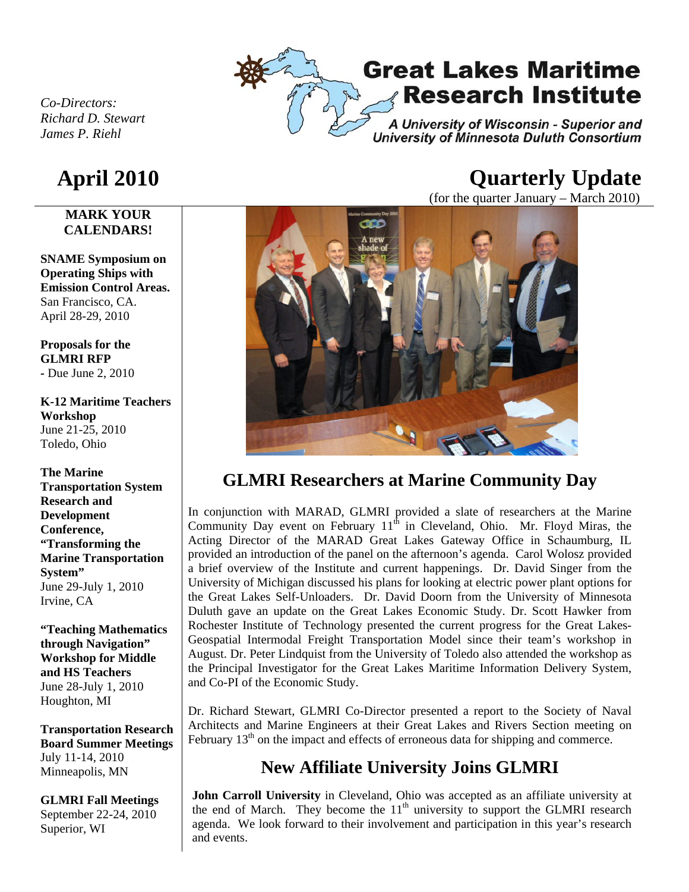# Great Lakes Maritime Research Institute

*A University of Wisconsin - Superior and University of Minnesota Duluth Consortium*

*Co-Directors:*
*Richard D. Stewart*
*James P. Riehl*

# April 2010 Quarterly Update

(for the quarter January – March 2010)

## GLMRI Researchers at Marine Community Day

In conjunction with MARAD, GLMRI provided a slate of researchers at the Marine Community Day event on February 11th in Cleveland, Ohio. Mr. Floyd Miras, the Acting Director of the MARAD Great Lakes Gateway Office in Schaumburg, IL provided an introduction of the panel on the afternoon's agenda. Carol Wolosz provided a brief overview of the Institute and current happenings. Dr. David Singer from the University of Michigan discussed his plans for looking at electric power plant options for the Great Lakes Self-Unloaders. Dr. David Doorn from the University of Minnesota Duluth gave an update on the Great Lakes Economic Study. Dr. Scott Hawker from Rochester Institute of Technology presented the current progress for the Great Lakes-Geospatial Intermodal Freight Transportation Model since their team's workshop in August. Dr. Peter Lindquist from the University of Toledo also attended the workshop as the Principal Investigator for the Great Lakes Maritime Information Delivery System, and Co-PI of the Economic Study.

Dr. Richard Stewart, GLMRI Co-Director presented a report to the Society of Naval Architects and Marine Engineers at their Great Lakes and Rivers Section meeting on February 13th on the impact and effects of erroneous data for shipping and commerce.

## New Affiliate University Joins GLMRI

**John Carroll University** in Cleveland, Ohio was accepted as an affiliate university at the end of March. They become the 11th university to support the GLMRI research agenda. We look forward to their involvement and participation in this year's research and events.

---

### MARK YOUR CALENDARS!

**SNAME Symposium on Operating Ships with Emission Control Areas.**
San Francisco, CA.
April 28-29, 2010

**Proposals for the GLMRI RFP**
- Due June 2, 2010

**K-12 Maritime Teachers Workshop**
June 21-25, 2010
Toledo, Ohio

**The Marine Transportation System Research and Development Conference, "Transforming the Marine Transportation System"**
June 29-July 1, 2010
Irvine, CA

**"Teaching Mathematics through Navigation" Workshop for Middle and HS Teachers**
June 28-July 1, 2010
Houghton, MI

**Transportation Research Board Summer Meetings**
July 11-14, 2010
Minneapolis, MN

**GLMRI Fall Meetings**
September 22-24, 2010
Superior, WI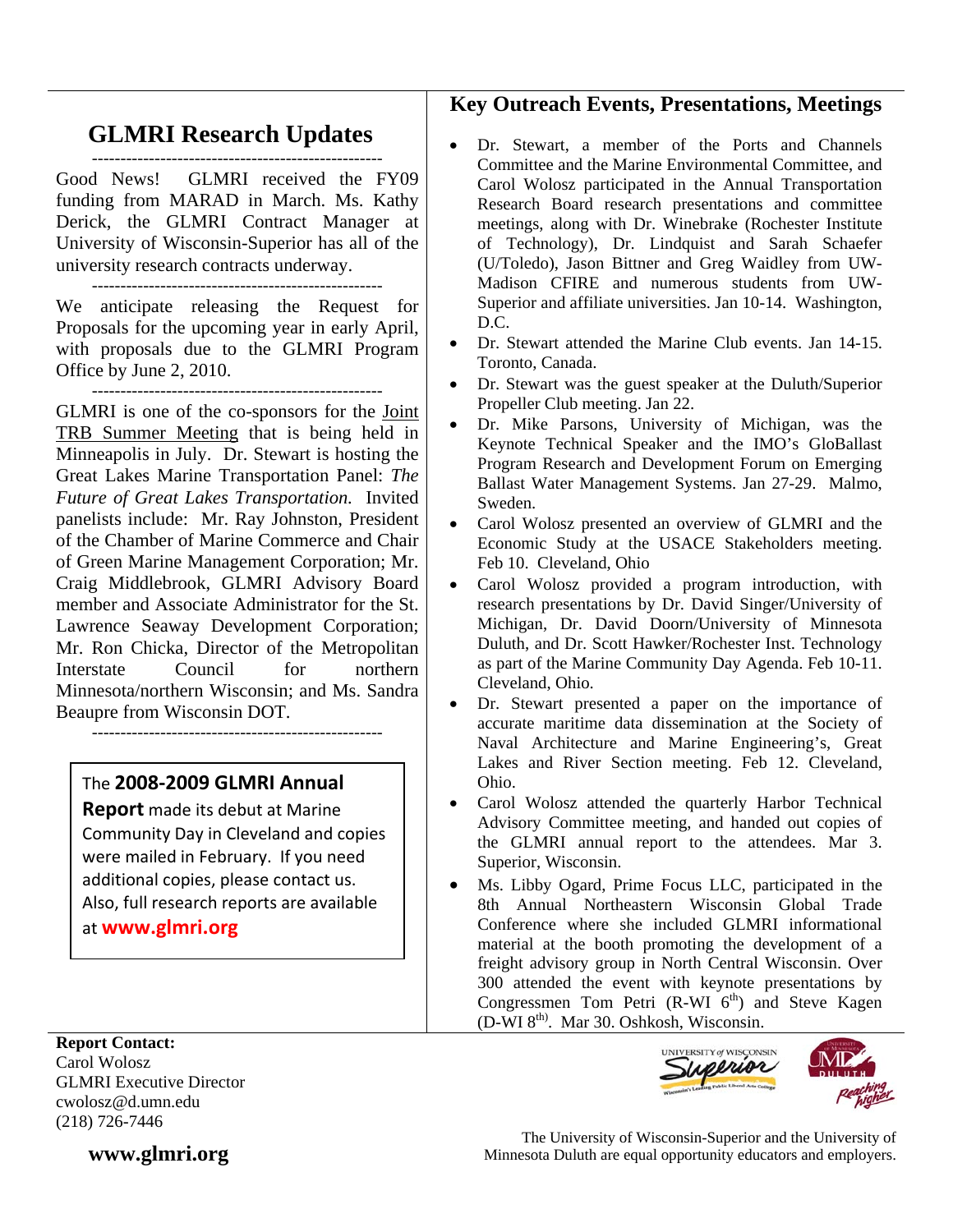## GLMRI Research Updates

---

Good News! GLMRI received the FY09 funding from MARAD in March. Ms. Kathy Derick, the GLMRI Contract Manager at University of Wisconsin-Superior has all of the university research contracts underway.

---

We anticipate releasing the Request for Proposals for the upcoming year in early April, with proposals due to the GLMRI Program Office by June 2, 2010.

---

GLMRI is one of the co-sponsors for the Joint TRB Summer Meeting that is being held in Minneapolis in July. Dr. Stewart is hosting the Great Lakes Marine Transportation Panel: *The Future of Great Lakes Transportation.* Invited panelists include: Mr. Ray Johnston, President of the Chamber of Marine Commerce and Chair of Green Marine Management Corporation; Mr. Craig Middlebrook, GLMRI Advisory Board member and Associate Administrator for the St. Lawrence Seaway Development Corporation; Mr. Ron Chicka, Director of the Metropolitan Interstate Council for northern Minnesota/northern Wisconsin; and Ms. Sandra Beaupre from Wisconsin DOT.

---

The **2008-2009 GLMRI Annual Report** made its debut at Marine Community Day in Cleveland and copies were mailed in February. If you need additional copies, please contact us. Also, full research reports are available at **www.glmri.org**

## Key Outreach Events, Presentations, Meetings

- Dr. Stewart, a member of the Ports and Channels Committee and the Marine Environmental Committee, and Carol Wolosz participated in the Annual Transportation Research Board research presentations and committee meetings, along with Dr. Winebrake (Rochester Institute of Technology), Dr. Lindquist and Sarah Schaefer (U/Toledo), Jason Bittner and Greg Waidley from UW-Madison CFIRE and numerous students from UW-Superior and affiliate universities. Jan 10-14. Washington, D.C.
- Dr. Stewart attended the Marine Club events. Jan 14-15. Toronto, Canada.
- Dr. Stewart was the guest speaker at the Duluth/Superior Propeller Club meeting. Jan 22.
- Dr. Mike Parsons, University of Michigan, was the Keynote Technical Speaker and the IMO's GloBallast Program Research and Development Forum on Emerging Ballast Water Management Systems. Jan 27-29. Malmo, Sweden.
- Carol Wolosz presented an overview of GLMRI and the Economic Study at the USACE Stakeholders meeting. Feb 10. Cleveland, Ohio
- Carol Wolosz provided a program introduction, with research presentations by Dr. David Singer/University of Michigan, Dr. David Doorn/University of Minnesota Duluth, and Dr. Scott Hawker/Rochester Inst. Technology as part of the Marine Community Day Agenda. Feb 10-11. Cleveland, Ohio.
- Dr. Stewart presented a paper on the importance of accurate maritime data dissemination at the Society of Naval Architecture and Marine Engineering's, Great Lakes and River Section meeting. Feb 12. Cleveland, Ohio.
- Carol Wolosz attended the quarterly Harbor Technical Advisory Committee meeting, and handed out copies of the GLMRI annual report to the attendees. Mar 3. Superior, Wisconsin.
- Ms. Libby Ogard, Prime Focus LLC, participated in the 8th Annual Northeastern Wisconsin Global Trade Conference where she included GLMRI informational material at the booth promoting the development of a freight advisory group in North Central Wisconsin. Over 300 attended the event with keynote presentations by Congressmen Tom Petri (R-WI 6th) and Steve Kagen (D-WI 8th). Mar 30. Oshkosh, Wisconsin.

**Report Contact:**
Carol Wolosz
GLMRI Executive Director
cwolosz@d.umn.edu
(218) 726-7446

**www.glmri.org**

The University of Wisconsin-Superior and the University of Minnesota Duluth are equal opportunity educators and employers.